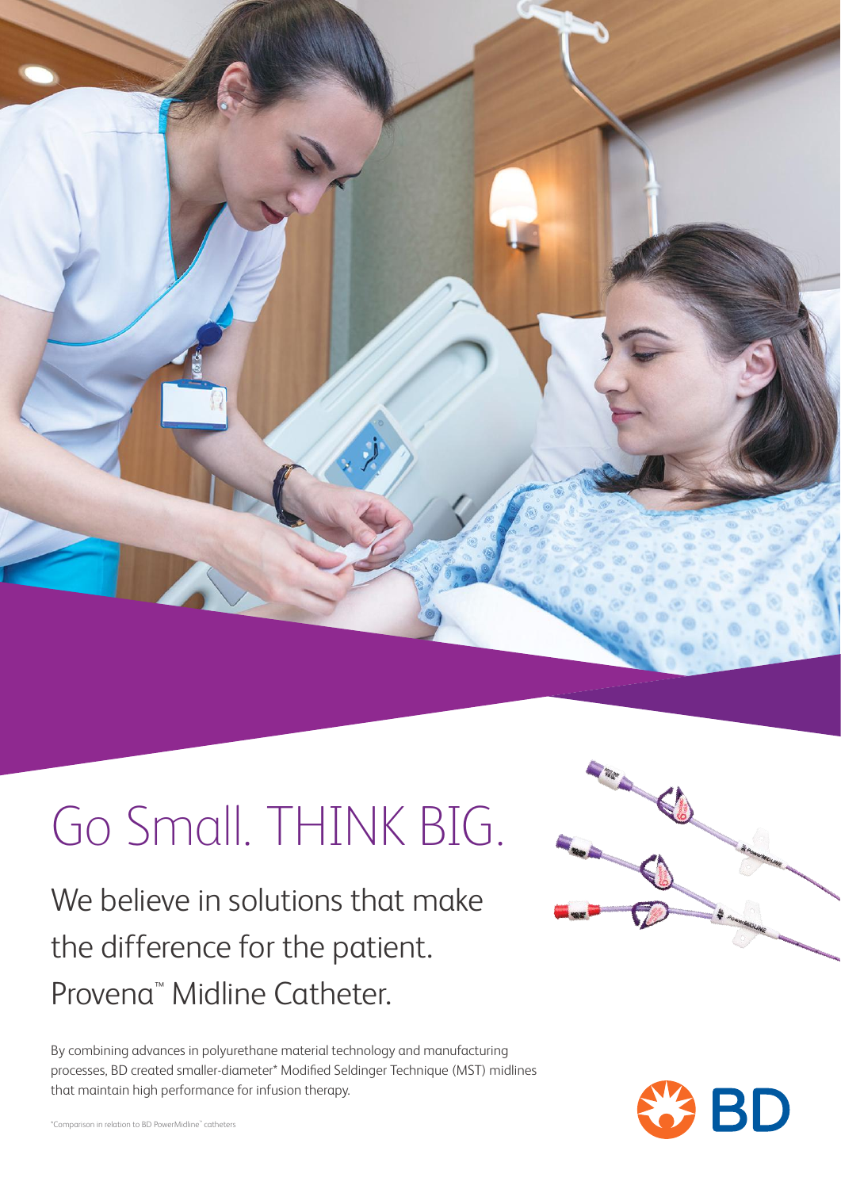# Go Small. THINK BIG.

## We believe in solutions that make the difference for the patient. Provena™ Midline Catheter.

By combining advances in polyurethane material technology and manufacturing processes, BD created smaller-diameter* Modified Seldinger Technique (MST) midlines that maintain high performance for infusion therapy.

*Comparison in relation to BD PowerMidline™ catheters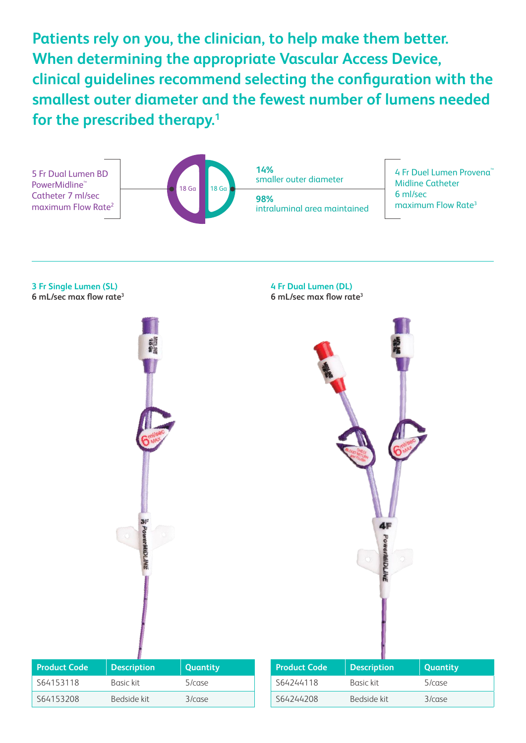**Patients rely on you, the clinician, to help make them better. When determining the appropriate Vascular Access Device, clinical guidelines recommend selecting the configuration with the smallest outer diameter and the fewest number of lumens needed for the prescribed therapy.[1]**

5 Fr Dual Lumen BD PowerMidline™ Catheter 7 ml/sec maximum Flow Rate[2]

18 Ga | 18 Ga

**14%**
smaller outer diameter

**98%**
intraluminal area maintained

4 Fr Duel Lumen Provena™ Midline Catheter 6 ml/sec maximum Flow Rate[3]

---

**3 Fr Single Lumen (SL)**
**6 mL/sec max flow rate[3]**

| Product Code | Description | Quantity |
|---|---|---|
| S64153118 | Basic kit | 5/case |
| S64153208 | Bedside kit | 3/case |

**4 Fr Dual Lumen (DL)**
**6 mL/sec max flow rate[3]**

| Product Code | Description | Quantity |
|---|---|---|
| S64244118 | Basic kit | 5/case |
| S64244208 | Bedside kit | 3/case |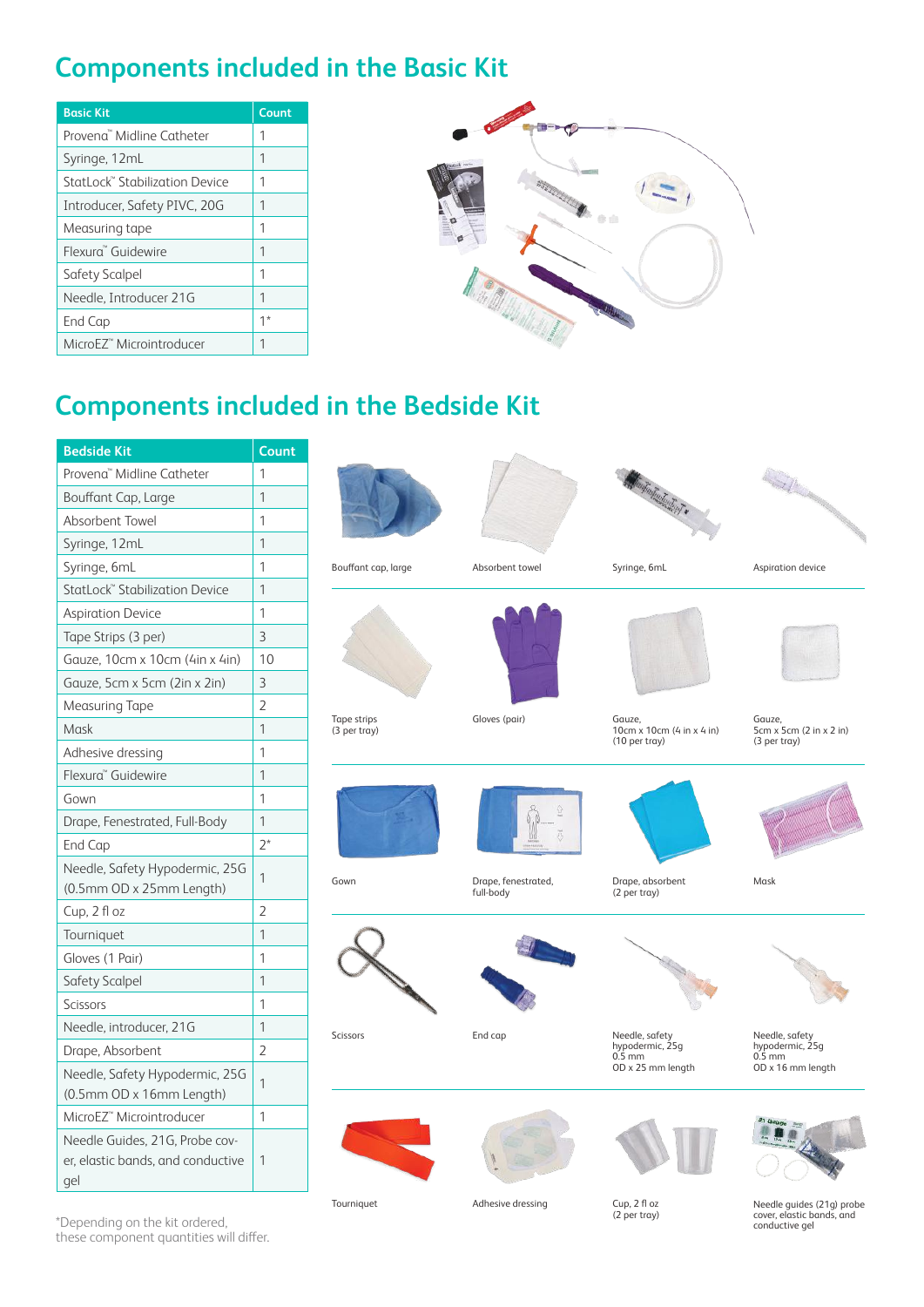## Components included in the Basic Kit

| Basic Kit | Count |
|---|---|
| Provena™ Midline Catheter | 1 |
| Syringe, 12mL | 1 |
| StatLock™ Stabilization Device | 1 |
| Introducer, Safety PIVC, 20G | 1 |
| Measuring tape | 1 |
| Flexura™ Guidewire | 1 |
| Safety Scalpel | 1 |
| Needle, Introducer 21G | 1 |
| End Cap | 1* |
| MicroEZ™ Microintroducer | 1 |

## Components included in the Bedside Kit

| Bedside Kit | Count |
|---|---|
| Provena™ Midline Catheter | 1 |
| Bouffant Cap, Large | 1 |
| Absorbent Towel | 1 |
| Syringe, 12mL | 1 |
| Syringe, 6mL | 1 |
| StatLock™ Stabilization Device | 1 |
| Aspiration Device | 1 |
| Tape Strips (3 per) | 3 |
| Gauze, 10cm x 10cm (4in x 4in) | 10 |
| Gauze, 5cm x 5cm (2in x 2in) | 3 |
| Measuring Tape | 2 |
| Mask | 1 |
| Adhesive dressing | 1 |
| Flexura™ Guidewire | 1 |
| Gown | 1 |
| Drape, Fenestrated, Full-Body | 1 |
| End Cap | 2* |
| Needle, Safety Hypodermic, 25G (0.5mm OD x 25mm Length) | 1 |
| Cup, 2 fl oz | 2 |
| Tourniquet | 1 |
| Gloves (1 Pair) | 1 |
| Safety Scalpel | 1 |
| Scissors | 1 |
| Needle, introducer, 21G | 1 |
| Drape, Absorbent | 2 |
| Needle, Safety Hypodermic, 25G (0.5mm OD x 16mm Length) | 1 |
| MicroEZ™ Microintroducer | 1 |
| Needle Guides, 21G, Probe cover, elastic bands, and conductive gel | 1 |

*Depending on the kit ordered, these component quantities will differ.

Bouffant cap, large

Absorbent towel

Syringe, 6mL

Aspiration device

Tape strips (3 per tray)

Gloves (pair)

Gauze, 10cm x 10cm (4 in x 4 in) (10 per tray)

Gauze, 5cm x 5cm (2 in x 2 in) (3 per tray)

Gown

Drape, fenestrated, full-body

Drape, absorbent (2 per tray)

Mask

Scissors

End cap

Needle, safety hypodermic, 25g 0.5 mm OD x 25 mm length

Needle, safety hypodermic, 25g 0.5 mm OD x 16 mm length

Tourniquet

Adhesive dressing

Cup, 2 fl oz (2 per tray)

Needle guides (21g) probe cover, elastic bands, and conductive gel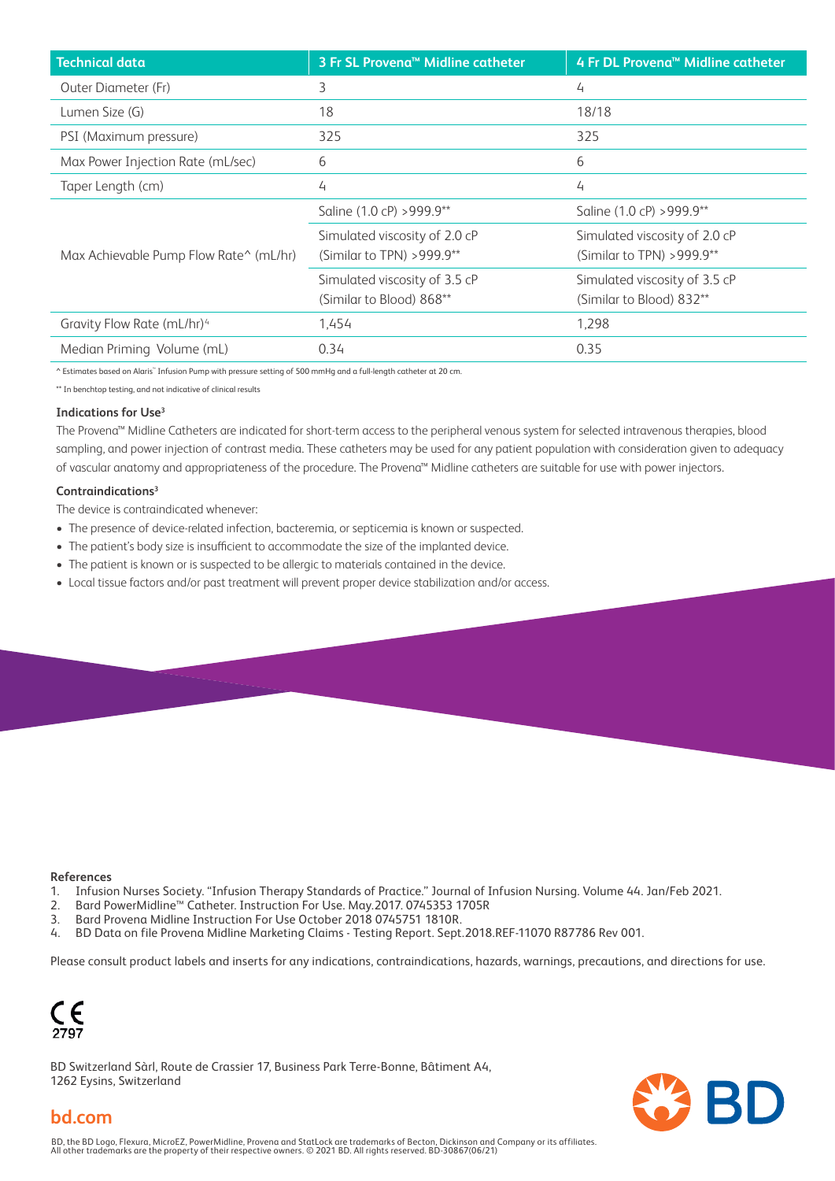| Technical data | 3 Fr SL Provena™ Midline catheter | 4 Fr DL Provena™ Midline catheter |
|---|---|---|
| Outer Diameter (Fr) | 3 | 4 |
| Lumen Size (G) | 18 | 18/18 |
| PSI (Maximum pressure) | 325 | 325 |
| Max Power Injection Rate (mL/sec) | 6 | 6 |
| Taper Length (cm) | 4 | 4 |
| Max Achievable Pump Flow Rate^ (mL/hr) | Saline (1.0 cP) >999.9** | Saline (1.0 cP) >999.9** |
| | Simulated viscosity of 2.0 cP (Similar to TPN) >999.9** | Simulated viscosity of 2.0 cP (Similar to TPN) >999.9** |
| | Simulated viscosity of 3.5 cP (Similar to Blood) 868** | Simulated viscosity of 3.5 cP (Similar to Blood) 832** |
| Gravity Flow Rate (mL/hr)[4] | 1,454 | 1,298 |
| Median Priming Volume (mL) | 0.34 | 0.35 |

^ Estimates based on Alaris™ Infusion Pump with pressure setting of 500 mmHg and a full-length catheter at 20 cm.

** In benchtop testing, and not indicative of clinical results

**Indications for Use[3]**

The Provena™ Midline Catheters are indicated for short-term access to the peripheral venous system for selected intravenous therapies, blood sampling, and power injection of contrast media. These catheters may be used for any patient population with consideration given to adequacy of vascular anatomy and appropriateness of the procedure. The Provena™ Midline catheters are suitable for use with power injectors.

**Contraindications[3]**

The device is contraindicated whenever:

- The presence of device-related infection, bacteremia, or septicemia is known or suspected.
- The patient's body size is insufficient to accommodate the size of the implanted device.
- The patient is known or is suspected to be allergic to materials contained in the device.
- Local tissue factors and/or past treatment will prevent proper device stabilization and/or access.

**References**

1. Infusion Nurses Society. "Infusion Therapy Standards of Practice." Journal of Infusion Nursing. Volume 44. Jan/Feb 2021.
2. Bard PowerMidline™ Catheter. Instruction For Use. May.2017. 0745353 1705R
3. Bard Provena Midline Instruction For Use October 2018 0745751 1810R.
4. BD Data on file Provena Midline Marketing Claims - Testing Report. Sept.2018.REF-11070 R87786 Rev 001.

Please consult product labels and inserts for any indications, contraindications, hazards, warnings, precautions, and directions for use.

CE 2797

BD Switzerland Sàrl, Route de Crassier 17, Business Park Terre-Bonne, Bâtiment A4, 1262 Eysins, Switzerland

**bd.com**

BD, the BD Logo, Flexura, MicroEZ, PowerMidline, Provena and StatLock are trademarks of Becton, Dickinson and Company or its affiliates. All other trademarks are the property of their respective owners. © 2021 BD. All rights reserved. BD-30867(06/21)